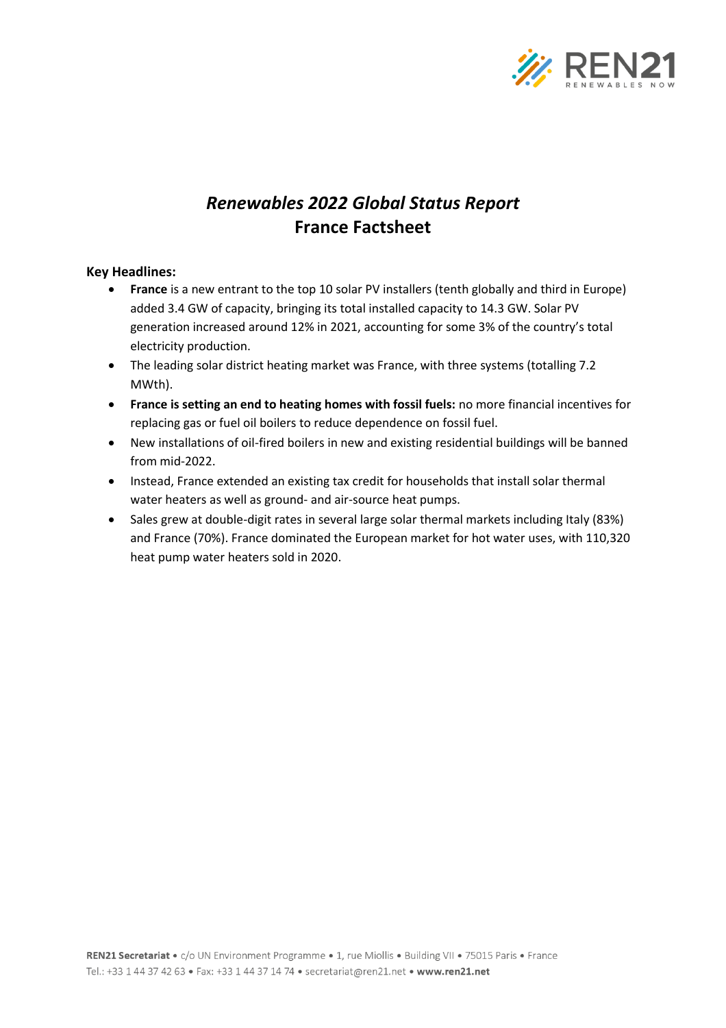# *Renewables 2022 Global Status Report*
# France Factsheet

**Key Headlines:**

- **France** is a new entrant to the top 10 solar PV installers (tenth globally and third in Europe) added 3.4 GW of capacity, bringing its total installed capacity to 14.3 GW. Solar PV generation increased around 12% in 2021, accounting for some 3% of the country's total electricity production.
- The leading solar district heating market was France, with three systems (totalling 7.2 MWth).
- **France is setting an end to heating homes with fossil fuels:** no more financial incentives for replacing gas or fuel oil boilers to reduce dependence on fossil fuel.
- New installations of oil-fired boilers in new and existing residential buildings will be banned from mid-2022.
- Instead, France extended an existing tax credit for households that install solar thermal water heaters as well as ground- and air-source heat pumps.
- Sales grew at double-digit rates in several large solar thermal markets including Italy (83%) and France (70%). France dominated the European market for hot water uses, with 110,320 heat pump water heaters sold in 2020.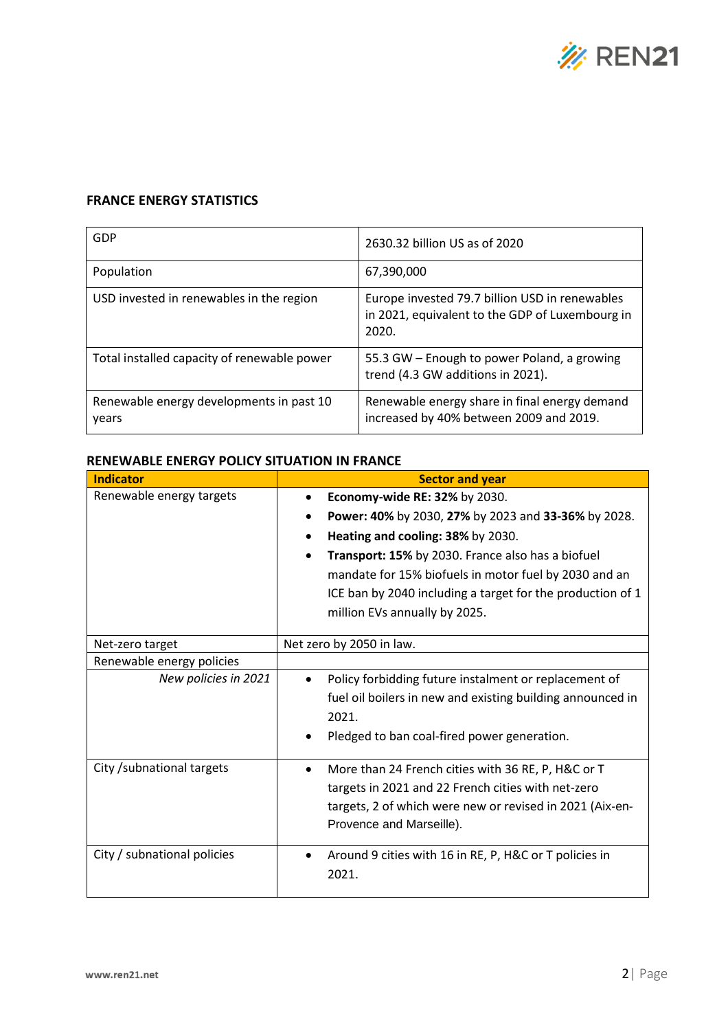**FRANCE ENERGY STATISTICS**

| | |
|---|---|
| GDP | 2630.32 billion US as of 2020 |
| Population | 67,390,000 |
| USD invested in renewables in the region | Europe invested 79.7 billion USD in renewables in 2021, equivalent to the GDP of Luxembourg in 2020. |
| Total installed capacity of renewable power | 55.3 GW – Enough to power Poland, a growing trend (4.3 GW additions in 2021). |
| Renewable energy developments in past 10 years | Renewable energy share in final energy demand increased by 40% between 2009 and 2019. |

**RENEWABLE ENERGY POLICY SITUATION IN FRANCE**

| Indicator | Sector and year |
|---|---|
| Renewable energy targets | • **Economy-wide RE: 32%** by 2030.<br>• **Power: 40%** by 2030, **27%** by 2023 and **33-36%** by 2028.<br>• **Heating and cooling: 38%** by 2030.<br>• **Transport: 15%** by 2030. France also has a biofuel mandate for 15% biofuels in motor fuel by 2030 and an ICE ban by 2040 including a target for the production of 1 million EVs annually by 2025. |
| Net-zero target | Net zero by 2050 in law. |
| Renewable energy policies | |
| *New policies in 2021* | • Policy forbidding future instalment or replacement of fuel oil boilers in new and existing building announced in 2021.<br>• Pledged to ban coal-fired power generation. |
| City /subnational targets | • More than 24 French cities with 36 RE, P, H&C or T targets in 2021 and 22 French cities with net-zero targets, 2 of which were new or revised in 2021 (Aix-en-Provence and Marseille). |
| City / subnational policies | • Around 9 cities with 16 in RE, P, H&C or T policies in 2021. |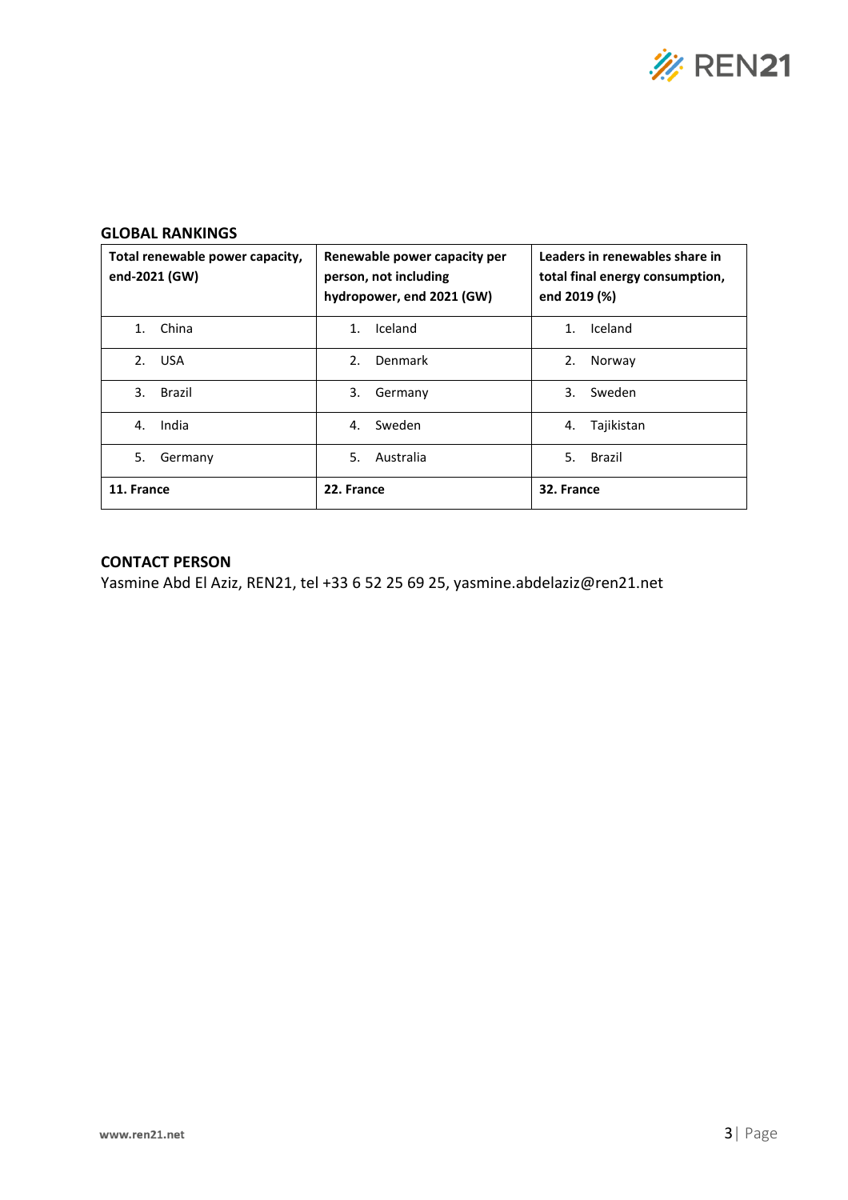## GLOBAL RANKINGS

| Total renewable power capacity, end-2021 (GW) | Renewable power capacity per person, not including hydropower, end 2021 (GW) | Leaders in renewables share in total final energy consumption, end 2019 (%) |
|---|---|---|
| 1. China | 1. Iceland | 1. Iceland |
| 2. USA | 2. Denmark | 2. Norway |
| 3. Brazil | 3. Germany | 3. Sweden |
| 4. India | 4. Sweden | 4. Tajikistan |
| 5. Germany | 5. Australia | 5. Brazil |
| **11. France** | **22. France** | **32. France** |

## CONTACT PERSON

Yasmine Abd El Aziz, REN21, tel +33 6 52 25 69 25, yasmine.abdelaziz@ren21.net